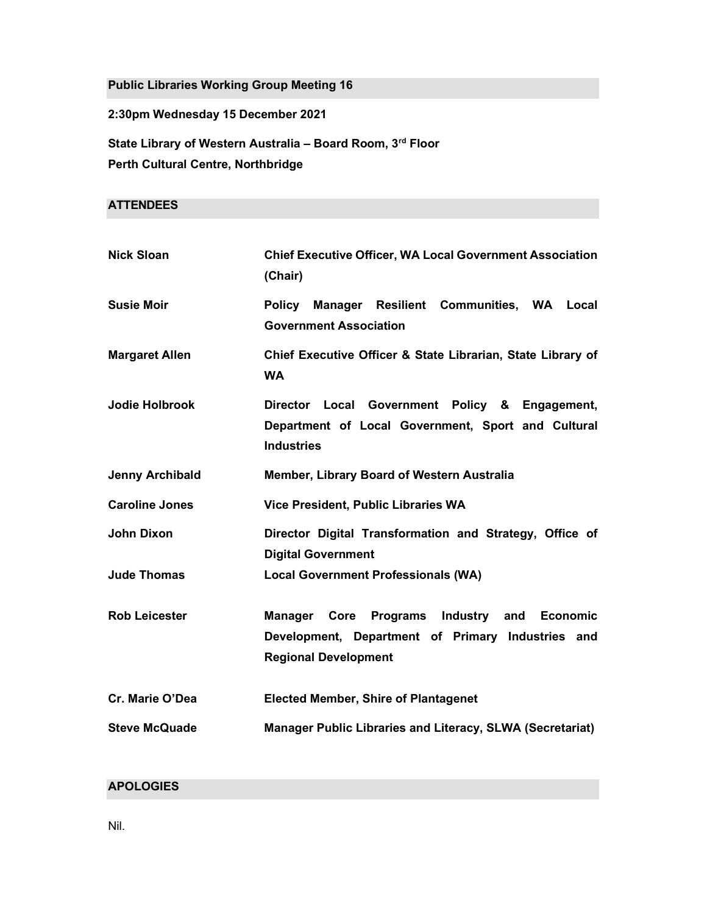## Public Libraries Working Group Meeting 16

**2:30pm Wednesday 15 December 2021**

**State Library of Western Australia – Board Room, 3rd Floor**
**Perth Cultural Centre, Northbridge**

## ATTENDEES

| | |
|---|---|
| **Nick Sloan** | **Chief Executive Officer, WA Local Government Association (Chair)** |
| **Susie Moir** | **Policy Manager Resilient Communities, WA Local Government Association** |
| **Margaret Allen** | **Chief Executive Officer & State Librarian, State Library of WA** |
| **Jodie Holbrook** | **Director Local Government Policy & Engagement, Department of Local Government, Sport and Cultural Industries** |
| **Jenny Archibald** | **Member, Library Board of Western Australia** |
| **Caroline Jones** | **Vice President, Public Libraries WA** |
| **John Dixon** | **Director Digital Transformation and Strategy, Office of Digital Government** |
| **Jude Thomas** | **Local Government Professionals (WA)** |
| **Rob Leicester** | **Manager Core Programs Industry and Economic Development, Department of Primary Industries and Regional Development** |
| **Cr. Marie O'Dea** | **Elected Member, Shire of Plantagenet** |
| **Steve McQuade** | **Manager Public Libraries and Literacy, SLWA (Secretariat)** |

## APOLOGIES

Nil.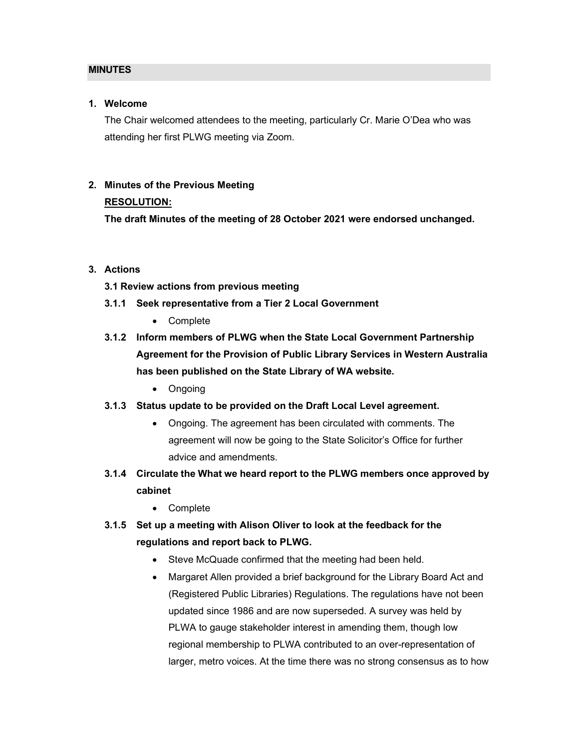## MINUTES

### 1. Welcome

The Chair welcomed attendees to the meeting, particularly Cr. Marie O'Dea who was attending her first PLWG meeting via Zoom.

### 2. Minutes of the Previous Meeting

**RESOLUTION:**

**The draft Minutes of the meeting of 28 October 2021 were endorsed unchanged.**

### 3. Actions

**3.1 Review actions from previous meeting**

**3.1.1 Seek representative from a Tier 2 Local Government**

- Complete

**3.1.2 Inform members of PLWG when the State Local Government Partnership Agreement for the Provision of Public Library Services in Western Australia has been published on the State Library of WA website.**

- Ongoing

**3.1.3 Status update to be provided on the Draft Local Level agreement.**

- Ongoing. The agreement has been circulated with comments. The agreement will now be going to the State Solicitor's Office for further advice and amendments.

**3.1.4 Circulate the What we heard report to the PLWG members once approved by cabinet**

- Complete

**3.1.5 Set up a meeting with Alison Oliver to look at the feedback for the regulations and report back to PLWG.**

- Steve McQuade confirmed that the meeting had been held.
- Margaret Allen provided a brief background for the Library Board Act and (Registered Public Libraries) Regulations. The regulations have not been updated since 1986 and are now superseded. A survey was held by PLWA to gauge stakeholder interest in amending them, though low regional membership to PLWA contributed to an over-representation of larger, metro voices. At the time there was no strong consensus as to how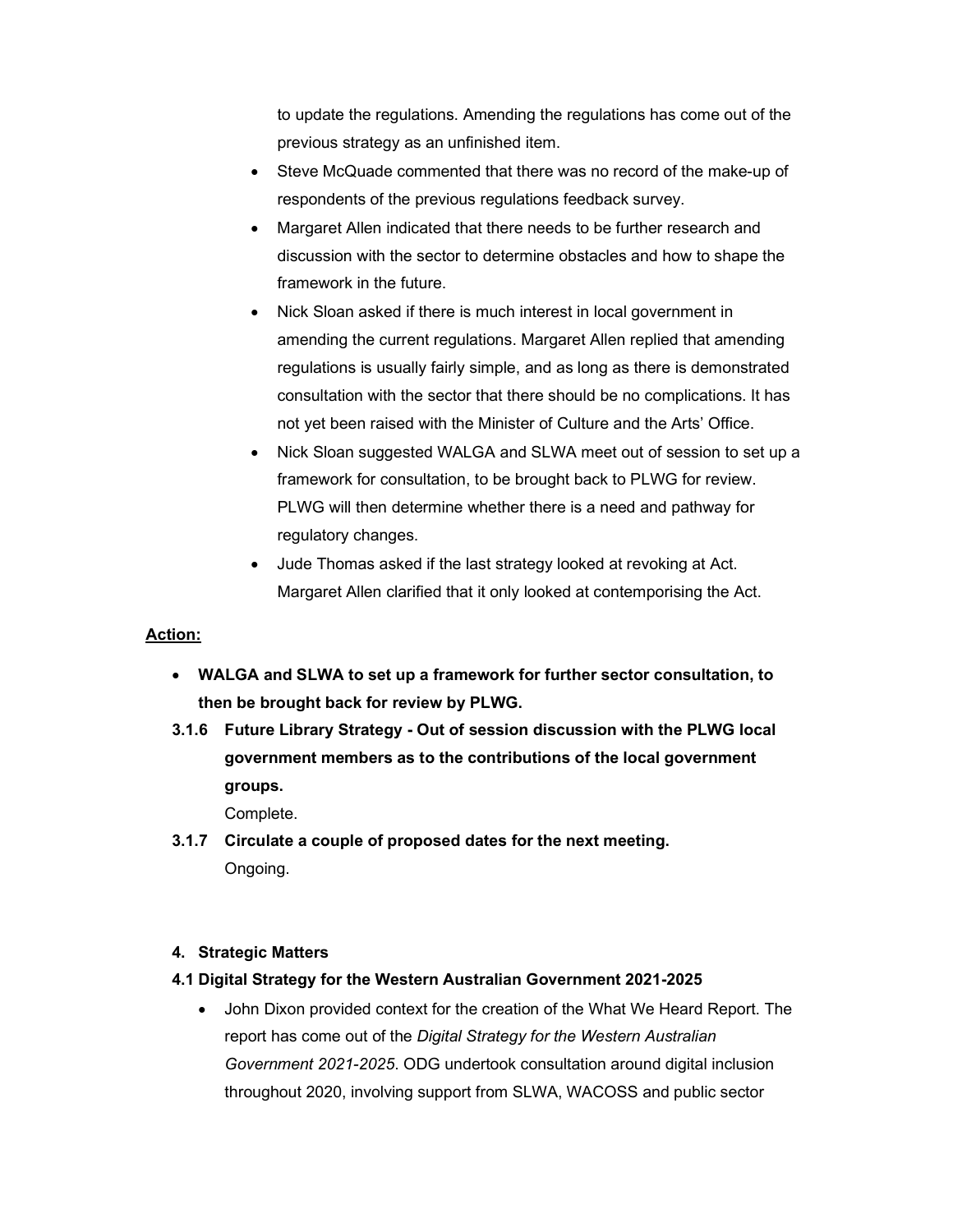to update the regulations. Amending the regulations has come out of the previous strategy as an unfinished item.

- Steve McQuade commented that there was no record of the make-up of respondents of the previous regulations feedback survey.
- Margaret Allen indicated that there needs to be further research and discussion with the sector to determine obstacles and how to shape the framework in the future.
- Nick Sloan asked if there is much interest in local government in amending the current regulations. Margaret Allen replied that amending regulations is usually fairly simple, and as long as there is demonstrated consultation with the sector that there should be no complications. It has not yet been raised with the Minister of Culture and the Arts' Office.
- Nick Sloan suggested WALGA and SLWA meet out of session to set up a framework for consultation, to be brought back to PLWG for review. PLWG will then determine whether there is a need and pathway for regulatory changes.
- Jude Thomas asked if the last strategy looked at revoking at Act. Margaret Allen clarified that it only looked at contemporising the Act.

**Action:**

- **WALGA and SLWA to set up a framework for further sector consultation, to then be brought back for review by PLWG.**

**3.1.6 Future Library Strategy - Out of session discussion with the PLWG local government members as to the contributions of the local government groups.**

Complete.

**3.1.7 Circulate a couple of proposed dates for the next meeting.**

Ongoing.

## 4. Strategic Matters

### 4.1 Digital Strategy for the Western Australian Government 2021-2025

- John Dixon provided context for the creation of the What We Heard Report. The report has come out of the *Digital Strategy for the Western Australian Government 2021-2025*. ODG undertook consultation around digital inclusion throughout 2020, involving support from SLWA, WACOSS and public sector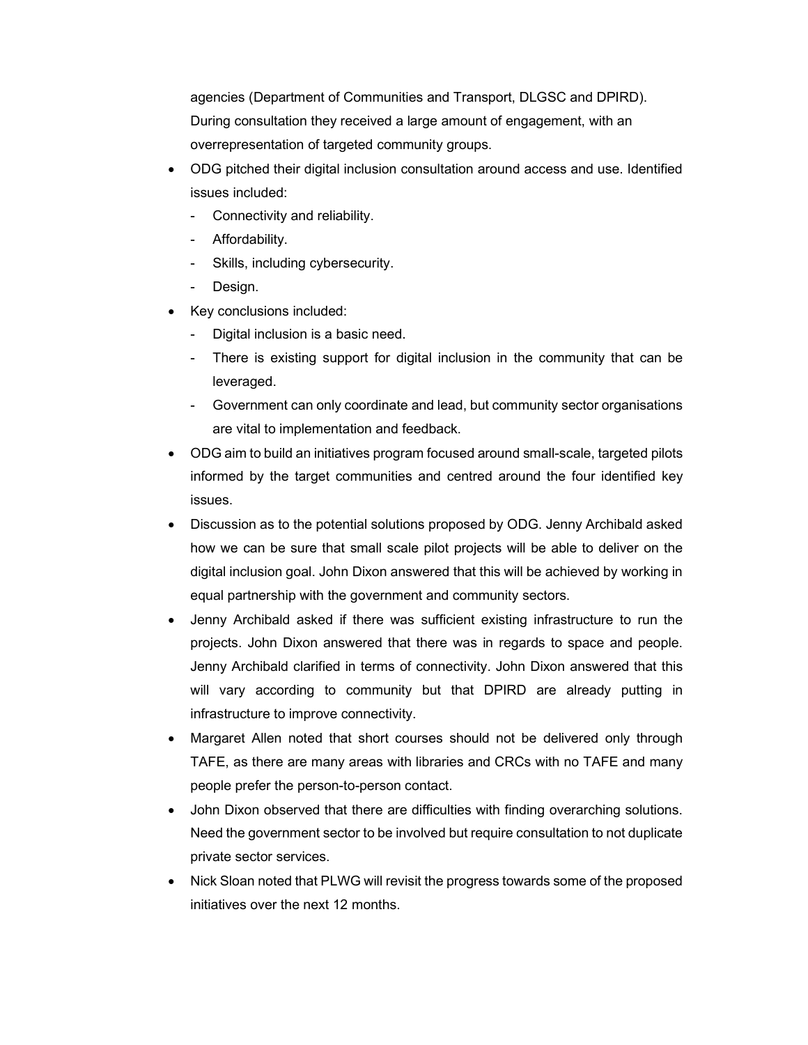agencies (Department of Communities and Transport, DLGSC and DPIRD). During consultation they received a large amount of engagement, with an overrepresentation of targeted community groups.

- ODG pitched their digital inclusion consultation around access and use. Identified issues included:
  - Connectivity and reliability.
  - Affordability.
  - Skills, including cybersecurity.
  - Design.
- Key conclusions included:
  - Digital inclusion is a basic need.
  - There is existing support for digital inclusion in the community that can be leveraged.
  - Government can only coordinate and lead, but community sector organisations are vital to implementation and feedback.
- ODG aim to build an initiatives program focused around small-scale, targeted pilots informed by the target communities and centred around the four identified key issues.
- Discussion as to the potential solutions proposed by ODG. Jenny Archibald asked how we can be sure that small scale pilot projects will be able to deliver on the digital inclusion goal. John Dixon answered that this will be achieved by working in equal partnership with the government and community sectors.
- Jenny Archibald asked if there was sufficient existing infrastructure to run the projects. John Dixon answered that there was in regards to space and people. Jenny Archibald clarified in terms of connectivity. John Dixon answered that this will vary according to community but that DPIRD are already putting in infrastructure to improve connectivity.
- Margaret Allen noted that short courses should not be delivered only through TAFE, as there are many areas with libraries and CRCs with no TAFE and many people prefer the person-to-person contact.
- John Dixon observed that there are difficulties with finding overarching solutions. Need the government sector to be involved but require consultation to not duplicate private sector services.
- Nick Sloan noted that PLWG will revisit the progress towards some of the proposed initiatives over the next 12 months.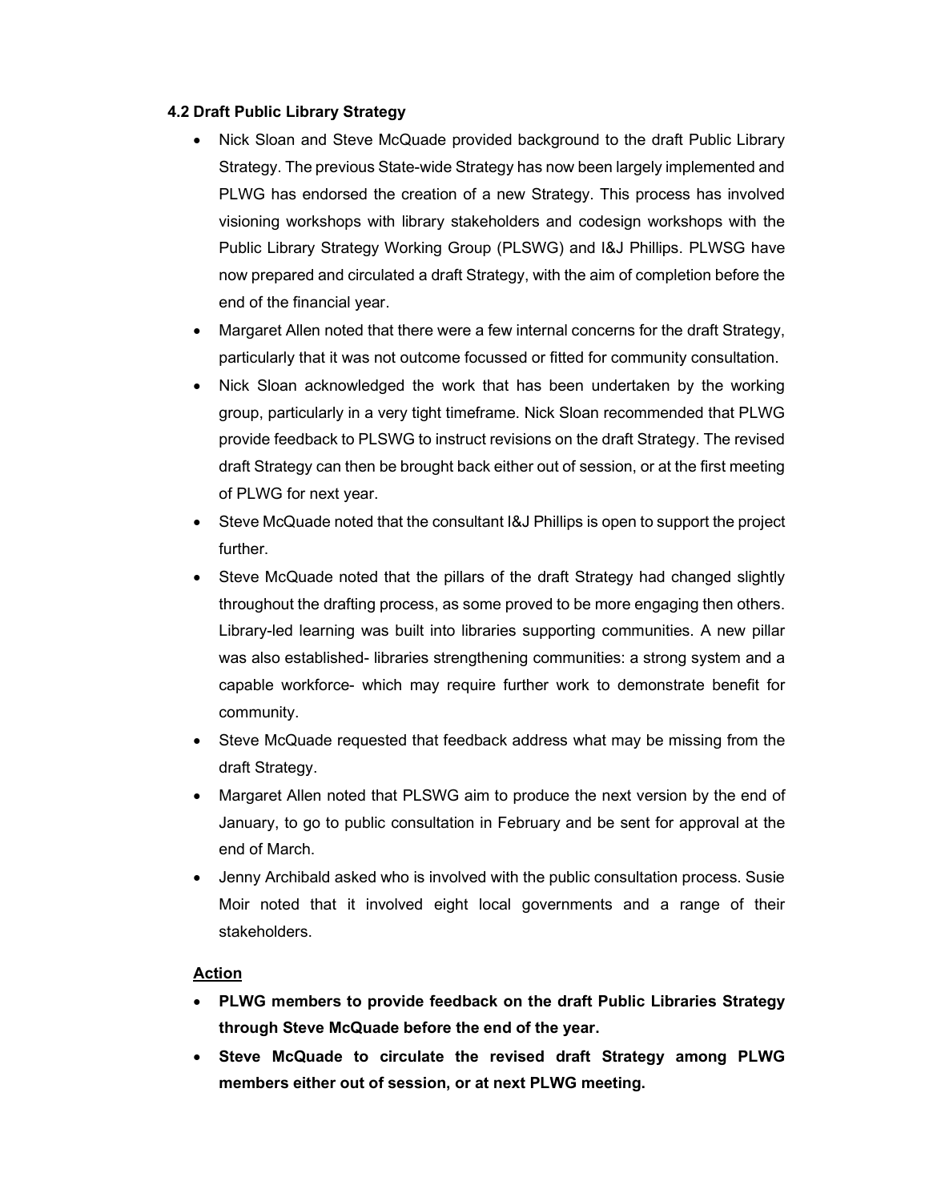**4.2 Draft Public Library Strategy**

- Nick Sloan and Steve McQuade provided background to the draft Public Library Strategy. The previous State-wide Strategy has now been largely implemented and PLWG has endorsed the creation of a new Strategy. This process has involved visioning workshops with library stakeholders and codesign workshops with the Public Library Strategy Working Group (PLSWG) and I&J Phillips. PLWSG have now prepared and circulated a draft Strategy, with the aim of completion before the end of the financial year.
- Margaret Allen noted that there were a few internal concerns for the draft Strategy, particularly that it was not outcome focussed or fitted for community consultation.
- Nick Sloan acknowledged the work that has been undertaken by the working group, particularly in a very tight timeframe. Nick Sloan recommended that PLWG provide feedback to PLSWG to instruct revisions on the draft Strategy. The revised draft Strategy can then be brought back either out of session, or at the first meeting of PLWG for next year.
- Steve McQuade noted that the consultant I&J Phillips is open to support the project further.
- Steve McQuade noted that the pillars of the draft Strategy had changed slightly throughout the drafting process, as some proved to be more engaging then others. Library-led learning was built into libraries supporting communities. A new pillar was also established- libraries strengthening communities: a strong system and a capable workforce- which may require further work to demonstrate benefit for community.
- Steve McQuade requested that feedback address what may be missing from the draft Strategy.
- Margaret Allen noted that PLSWG aim to produce the next version by the end of January, to go to public consultation in February and be sent for approval at the end of March.
- Jenny Archibald asked who is involved with the public consultation process. Susie Moir noted that it involved eight local governments and a range of their stakeholders.

**<u>Action</u>**

- **PLWG members to provide feedback on the draft Public Libraries Strategy through Steve McQuade before the end of the year.**
- **Steve McQuade to circulate the revised draft Strategy among PLWG members either out of session, or at next PLWG meeting.**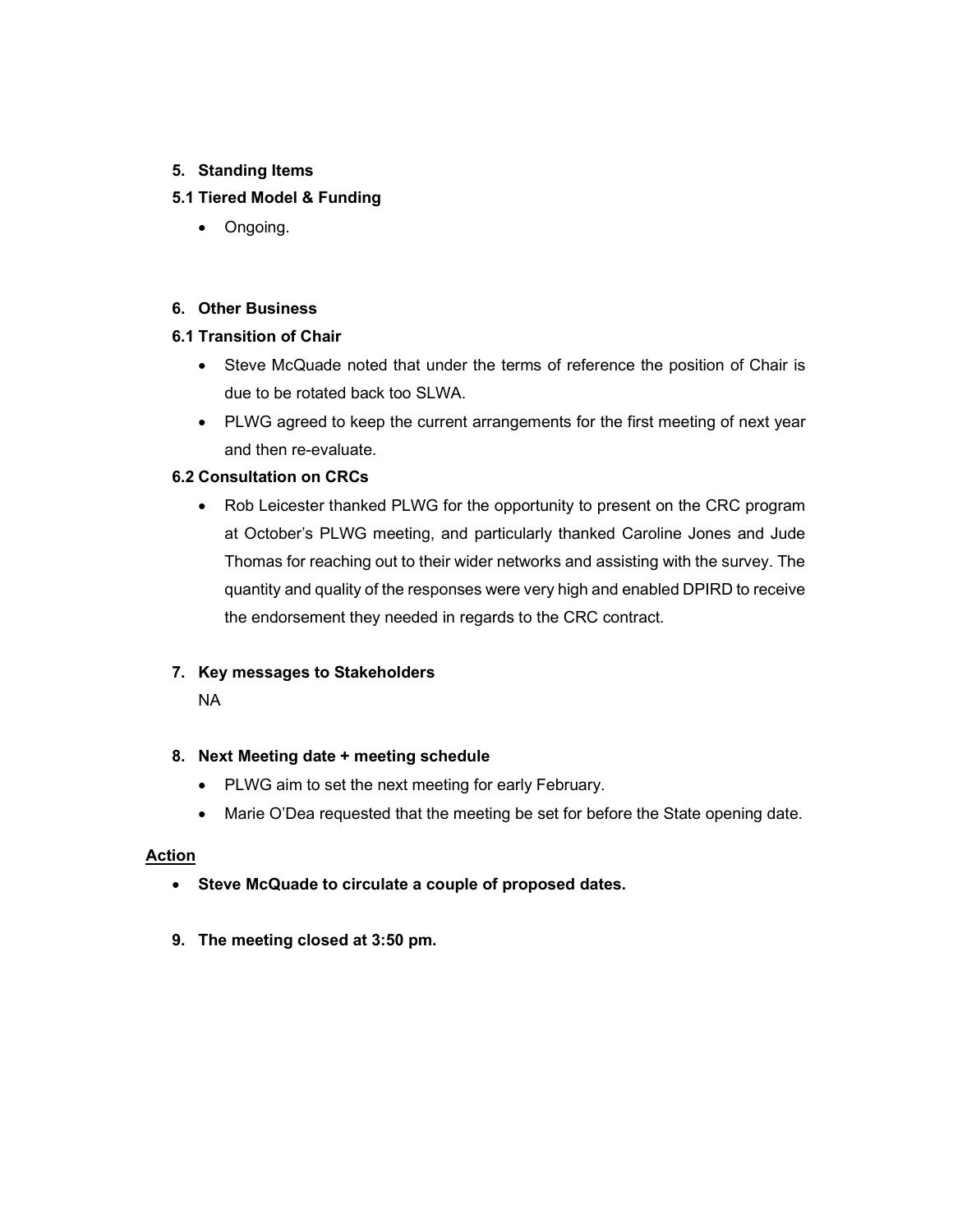## 5. Standing Items

### 5.1 Tiered Model & Funding

- Ongoing.

## 6. Other Business

### 6.1 Transition of Chair

- Steve McQuade noted that under the terms of reference the position of Chair is due to be rotated back too SLWA.
- PLWG agreed to keep the current arrangements for the first meeting of next year and then re-evaluate.

### 6.2 Consultation on CRCs

- Rob Leicester thanked PLWG for the opportunity to present on the CRC program at October's PLWG meeting, and particularly thanked Caroline Jones and Jude Thomas for reaching out to their wider networks and assisting with the survey. The quantity and quality of the responses were very high and enabled DPIRD to receive the endorsement they needed in regards to the CRC contract.

## 7. Key messages to Stakeholders

NA

## 8. Next Meeting date + meeting schedule

- PLWG aim to set the next meeting for early February.
- Marie O'Dea requested that the meeting be set for before the State opening date.

**Action**

- **Steve McQuade to circulate a couple of proposed dates.**

## 9. The meeting closed at 3:50 pm.